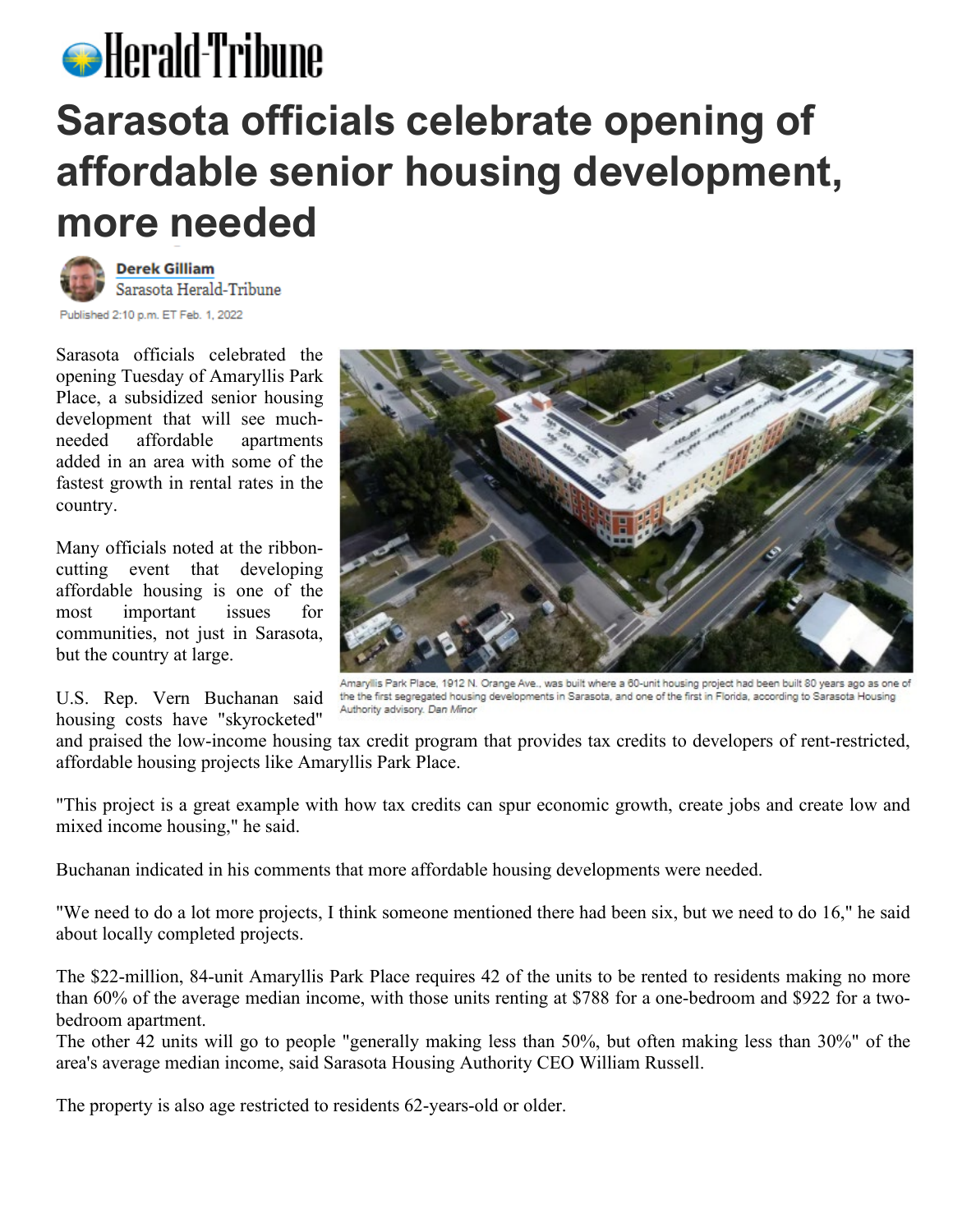# Sarasota officials celebrate opening of affordable senior housing development, more needed

**Derek Gilliam**
Sarasota Herald-Tribune

Published 2:10 p.m. ET Feb. 1, 2022

Sarasota officials celebrated the opening Tuesday of Amaryllis Park Place, a subsidized senior housing development that will see much-needed affordable apartments added in an area with some of the fastest growth in rental rates in the country.

Many officials noted at the ribbon-cutting event that developing affordable housing is one of the most important issues for communities, not just in Sarasota, but the country at large.

Amaryllis Park Place, 1912 N. Orange Ave., was built where a 60-unit housing project had been built 80 years ago as one of the the first segregated housing developments in Sarasota, and one of the first in Florida, according to Sarasota Housing Authority advisory. *Dan Minor*

U.S. Rep. Vern Buchanan said housing costs have "skyrocketed" and praised the low-income housing tax credit program that provides tax credits to developers of rent-restricted, affordable housing projects like Amaryllis Park Place.

"This project is a great example with how tax credits can spur economic growth, create jobs and create low and mixed income housing," he said.

Buchanan indicated in his comments that more affordable housing developments were needed.

"We need to do a lot more projects, I think someone mentioned there had been six, but we need to do 16," he said about locally completed projects.

The $22-million, 84-unit Amaryllis Park Place requires 42 of the units to be rented to residents making no more than 60% of the average median income, with those units renting at $788 for a one-bedroom and $922 for a two-bedroom apartment.
The other 42 units will go to people "generally making less than 50%, but often making less than 30%" of the area's average median income, said Sarasota Housing Authority CEO William Russell.

The property is also age restricted to residents 62-years-old or older.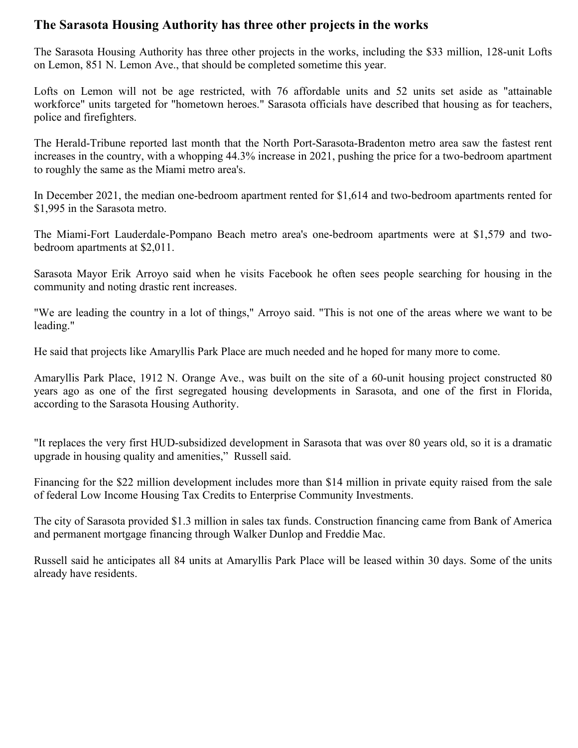## The Sarasota Housing Authority has three other projects in the works

The Sarasota Housing Authority has three other projects in the works, including the $33 million, 128-unit Lofts on Lemon, 851 N. Lemon Ave., that should be completed sometime this year.

Lofts on Lemon will not be age restricted, with 76 affordable units and 52 units set aside as "attainable workforce" units targeted for "hometown heroes." Sarasota officials have described that housing as for teachers, police and firefighters.

The Herald-Tribune reported last month that the North Port-Sarasota-Bradenton metro area saw the fastest rent increases in the country, with a whopping 44.3% increase in 2021, pushing the price for a two-bedroom apartment to roughly the same as the Miami metro area's.

In December 2021, the median one-bedroom apartment rented for $1,614 and two-bedroom apartments rented for $1,995 in the Sarasota metro.

The Miami-Fort Lauderdale-Pompano Beach metro area's one-bedroom apartments were at $1,579 and two-bedroom apartments at $2,011.

Sarasota Mayor Erik Arroyo said when he visits Facebook he often sees people searching for housing in the community and noting drastic rent increases.

"We are leading the country in a lot of things," Arroyo said. "This is not one of the areas where we want to be leading."

He said that projects like Amaryllis Park Place are much needed and he hoped for many more to come.

Amaryllis Park Place, 1912 N. Orange Ave., was built on the site of a 60-unit housing project constructed 80 years ago as one of the first segregated housing developments in Sarasota, and one of the first in Florida, according to the Sarasota Housing Authority.

"It replaces the very first HUD-subsidized development in Sarasota that was over 80 years old, so it is a dramatic upgrade in housing quality and amenities," Russell said.

Financing for the $22 million development includes more than $14 million in private equity raised from the sale of federal Low Income Housing Tax Credits to Enterprise Community Investments.

The city of Sarasota provided $1.3 million in sales tax funds. Construction financing came from Bank of America and permanent mortgage financing through Walker Dunlop and Freddie Mac.

Russell said he anticipates all 84 units at Amaryllis Park Place will be leased within 30 days. Some of the units already have residents.